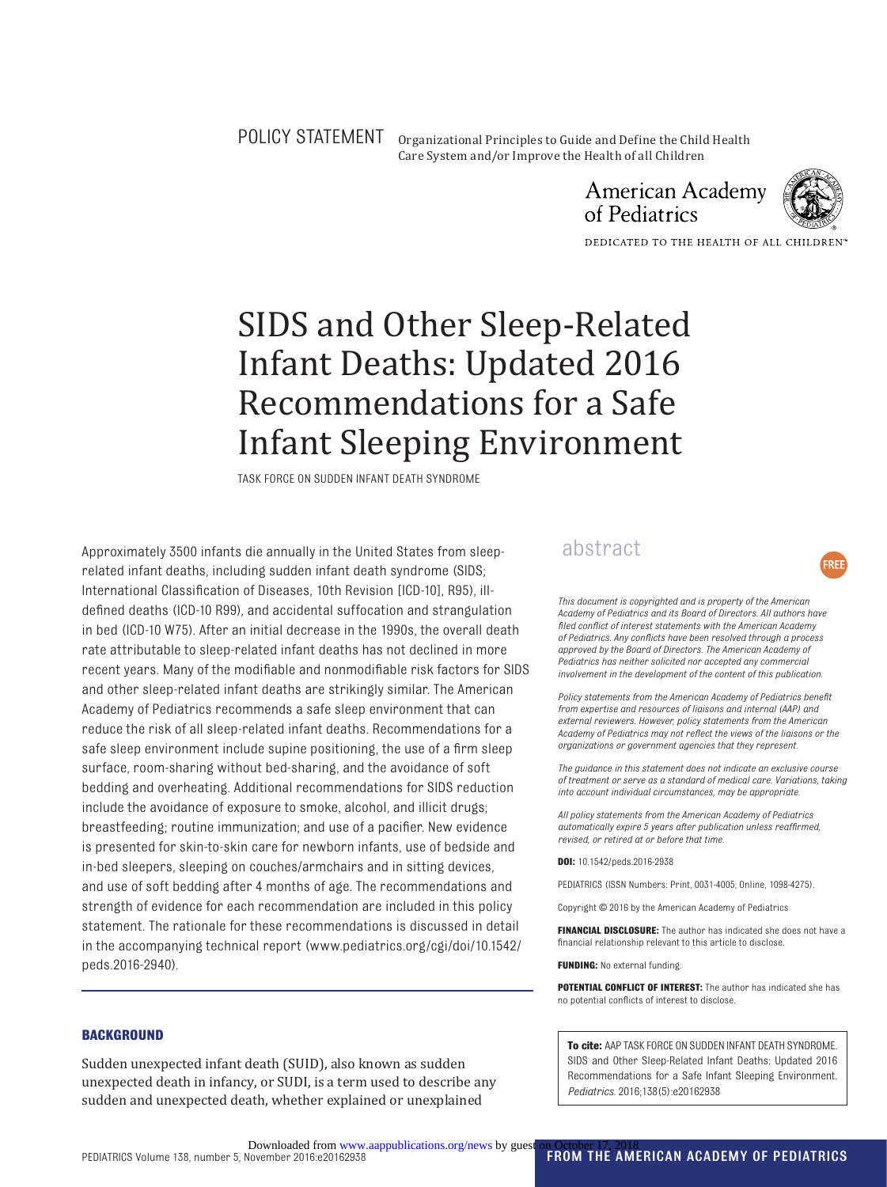POLICY STATEMENT Organizational Principles to Guide and Define the Child Health Care System and/or Improve the Health of all Children

American Academy of Pediatrics

DEDICATED TO THE HEALTH OF ALL CHILDREN™

# SIDS and Other Sleep-Related Infant Deaths: Updated 2016 Recommendations for a Safe Infant Sleeping Environment

TASK FORCE ON SUDDEN INFANT DEATH SYNDROME

## abstract

Approximately 3500 infants die annually in the United States from sleep-related infant deaths, including sudden infant death syndrome (SIDS; International Classification of Diseases, 10th Revision [ICD-10], R95), ill-defined deaths (ICD-10 R99), and accidental suffocation and strangulation in bed (ICD-10 W75). After an initial decrease in the 1990s, the overall death rate attributable to sleep-related infant deaths has not declined in more recent years. Many of the modifiable and nonmodifiable risk factors for SIDS and other sleep-related infant deaths are strikingly similar. The American Academy of Pediatrics recommends a safe sleep environment that can reduce the risk of all sleep-related infant deaths. Recommendations for a safe sleep environment include supine positioning, the use of a firm sleep surface, room-sharing without bed-sharing, and the avoidance of soft bedding and overheating. Additional recommendations for SIDS reduction include the avoidance of exposure to smoke, alcohol, and illicit drugs; breastfeeding; routine immunization; and use of a pacifier. New evidence is presented for skin-to-skin care for newborn infants, use of bedside and in-bed sleepers, sleeping on couches/armchairs and in sitting devices, and use of soft bedding after 4 months of age. The recommendations and strength of evidence for each recommendation are included in this policy statement. The rationale for these recommendations is discussed in detail in the accompanying technical report (www.pediatrics.org/cgi/doi/10.1542/peds.2016-2940).

*This document is copyrighted and is property of the American Academy of Pediatrics and its Board of Directors. All authors have filed conflict of interest statements with the American Academy of Pediatrics. Any conflicts have been resolved through a process approved by the Board of Directors. The American Academy of Pediatrics has neither solicited nor accepted any commercial involvement in the development of the content of this publication.*

*Policy statements from the American Academy of Pediatrics benefit from expertise and resources of liaisons and internal (AAP) and external reviewers. However, policy statements from the American Academy of Pediatrics may not reflect the views of the liaisons or the organizations or government agencies that they represent.*

*The guidance in this statement does not indicate an exclusive course of treatment or serve as a standard of medical care. Variations, taking into account individual circumstances, may be appropriate.*

*All policy statements from the American Academy of Pediatrics automatically expire 5 years after publication unless reaffirmed, revised, or retired at or before that time.*

**DOI:** 10.1542/peds.2016-2938

PEDIATRICS (ISSN Numbers: Print, 0031-4005; Online, 1098-4275).

Copyright © 2016 by the American Academy of Pediatrics

**FINANCIAL DISCLOSURE:** The author has indicated she does not have a financial relationship relevant to this article to disclose.

**FUNDING:** No external funding.

**POTENTIAL CONFLICT OF INTEREST:** The author has indicated she has no potential conflicts of interest to disclose.

**To cite:** AAP TASK FORCE ON SUDDEN INFANT DEATH SYNDROME. SIDS and Other Sleep-Related Infant Deaths: Updated 2016 Recommendations for a Safe Infant Sleeping Environment. *Pediatrics.* 2016;138(5):e20162938

## BACKGROUND

Sudden unexpected infant death (SUID), also known as sudden unexpected death in infancy, or SUDI, is a term used to describe any sudden and unexpected death, whether explained or unexplained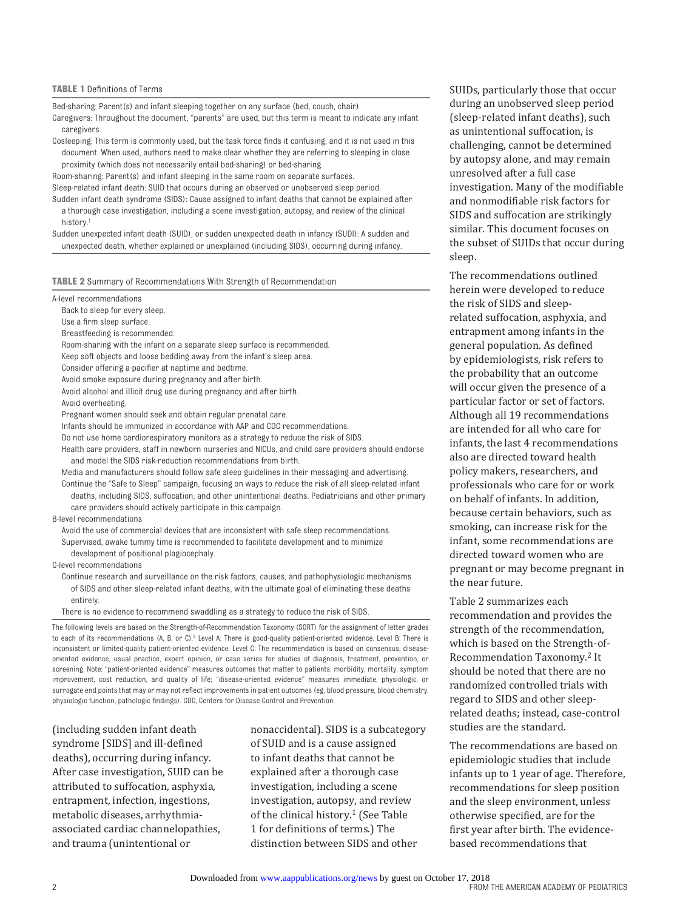**TABLE 1** Definitions of Terms

Bed-sharing: Parent(s) and infant sleeping together on any surface (bed, couch, chair).

Caregivers: Throughout the document, "parents" are used, but this term is meant to indicate any infant caregivers.

Cosleeping: This term is commonly used, but the task force finds it confusing, and it is not used in this document. When used, authors need to make clear whether they are referring to sleeping in close proximity (which does not necessarily entail bed-sharing) or bed-sharing.

Room-sharing: Parent(s) and infant sleeping in the same room on separate surfaces.

Sleep-related infant death: SUID that occurs during an observed or unobserved sleep period.

Sudden infant death syndrome (SIDS): Cause assigned to infant deaths that cannot be explained after a thorough case investigation, including a scene investigation, autopsy, and review of the clinical history.[1]

Sudden unexpected infant death (SUID), or sudden unexpected death in infancy (SUDI): A sudden and unexpected death, whether explained or unexplained (including SIDS), occurring during infancy.

**TABLE 2** Summary of Recommendations With Strength of Recommendation

A-level recommendations

- Back to sleep for every sleep.
- Use a firm sleep surface.
- Breastfeeding is recommended.
- Room-sharing with the infant on a separate sleep surface is recommended.
- Keep soft objects and loose bedding away from the infant's sleep area.
- Consider offering a pacifier at naptime and bedtime.
- Avoid smoke exposure during pregnancy and after birth.
- Avoid alcohol and illicit drug use during pregnancy and after birth.
- Avoid overheating.
- Pregnant women should seek and obtain regular prenatal care.
- Infants should be immunized in accordance with AAP and CDC recommendations.
- Do not use home cardiorespiratory monitors as a strategy to reduce the risk of SIDS.
- Health care providers, staff in newborn nurseries and NICUs, and child care providers should endorse and model the SIDS risk-reduction recommendations from birth.
- Media and manufacturers should follow safe sleep guidelines in their messaging and advertising.
- Continue the "Safe to Sleep" campaign, focusing on ways to reduce the risk of all sleep-related infant deaths, including SIDS, suffocation, and other unintentional deaths. Pediatricians and other primary care providers should actively participate in this campaign.

B-level recommendations

- Avoid the use of commercial devices that are inconsistent with safe sleep recommendations.
- Supervised, awake tummy time is recommended to facilitate development and to minimize development of positional plagiocephaly.

C-level recommendations

- Continue research and surveillance on the risk factors, causes, and pathophysiologic mechanisms of SIDS and other sleep-related infant deaths, with the ultimate goal of eliminating these deaths entirely.
- There is no evidence to recommend swaddling as a strategy to reduce the risk of SIDS.

The following levels are based on the Strength-of-Recommendation Taxonomy (SORT) for the assignment of letter grades to each of its recommendations (A, B, or C).[2] Level A: There is good-quality patient-oriented evidence. Level B: There is inconsistent or limited-quality patient-oriented evidence. Level C: The recommendation is based on consensus, disease-oriented evidence, usual practice, expert opinion, or case series for studies of diagnosis, treatment, prevention, or screening. Note: "patient-oriented evidence" measures outcomes that matter to patients: morbidity, mortality, symptom improvement, cost reduction, and quality of life; "disease-oriented evidence" measures immediate, physiologic, or surrogate end points that may or may not reflect improvements in patient outcomes (eg, blood pressure, blood chemistry, physiologic function, pathologic findings). CDC, Centers for Disease Control and Prevention.

(including sudden infant death syndrome [SIDS] and ill-defined deaths), occurring during infancy. After case investigation, SUID can be attributed to suffocation, asphyxia, entrapment, infection, ingestions, metabolic diseases, arrhythmia-associated cardiac channelopathies, and trauma (unintentional or nonaccidental). SIDS is a subcategory of SUID and is a cause assigned to infant deaths that cannot be explained after a thorough case investigation, including a scene investigation, autopsy, and review of the clinical history.[1] (See Table 1 for definitions of terms.) The distinction between SIDS and other SUIDs, particularly those that occur during an unobserved sleep period (sleep-related infant deaths), such as unintentional suffocation, is challenging, cannot be determined by autopsy alone, and may remain unresolved after a full case investigation. Many of the modifiable and nonmodifiable risk factors for SIDS and suffocation are strikingly similar. This document focuses on the subset of SUIDs that occur during sleep.

The recommendations outlined herein were developed to reduce the risk of SIDS and sleep-related suffocation, asphyxia, and entrapment among infants in the general population. As defined by epidemiologists, risk refers to the probability that an outcome will occur given the presence of a particular factor or set of factors. Although all 19 recommendations are intended for all who care for infants, the last 4 recommendations also are directed toward health policy makers, researchers, and professionals who care for or work on behalf of infants. In addition, because certain behaviors, such as smoking, can increase risk for the infant, some recommendations are directed toward women who are pregnant or may become pregnant in the near future.

Table 2 summarizes each recommendation and provides the strength of the recommendation, which is based on the Strength-of-Recommendation Taxonomy.[2] It should be noted that there are no randomized controlled trials with regard to SIDS and other sleep-related deaths; instead, case-control studies are the standard.

The recommendations are based on epidemiologic studies that include infants up to 1 year of age. Therefore, recommendations for sleep position and the sleep environment, unless otherwise specified, are for the first year after birth. The evidence-based recommendations that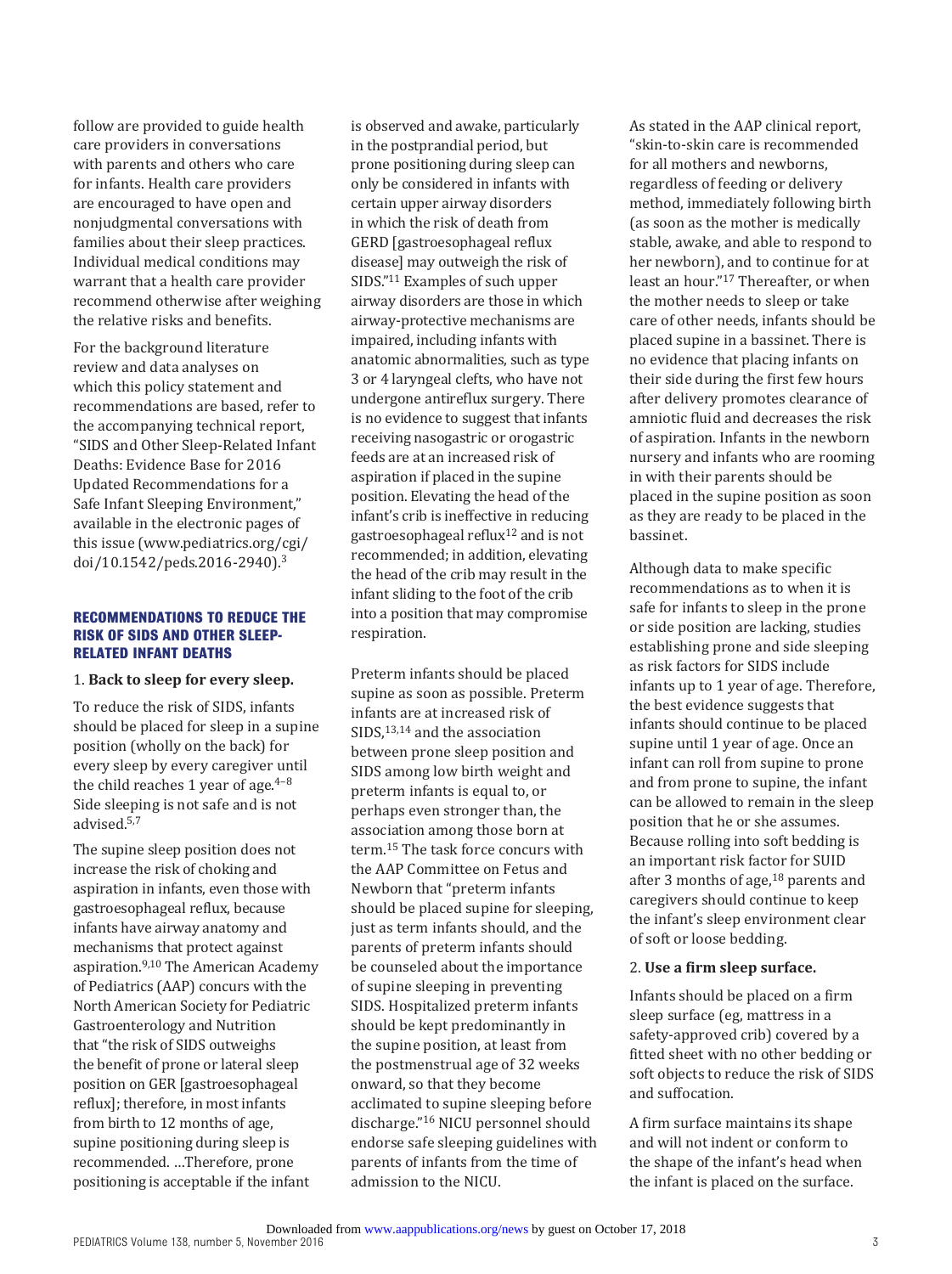follow are provided to guide health care providers in conversations with parents and others who care for infants. Health care providers are encouraged to have open and nonjudgmental conversations with families about their sleep practices. Individual medical conditions may warrant that a health care provider recommend otherwise after weighing the relative risks and benefits.

For the background literature review and data analyses on which this policy statement and recommendations are based, refer to the accompanying technical report, "SIDS and Other Sleep-Related Infant Deaths: Evidence Base for 2016 Updated Recommendations for a Safe Infant Sleeping Environment," available in the electronic pages of this issue (www.pediatrics.org/cgi/doi/10.1542/peds.2016-2940).[3]

## RECOMMENDATIONS TO REDUCE THE RISK OF SIDS AND OTHER SLEEP-RELATED INFANT DEATHS

1. **Back to sleep for every sleep.**

To reduce the risk of SIDS, infants should be placed for sleep in a supine position (wholly on the back) for every sleep by every caregiver until the child reaches 1 year of age.[4–8] Side sleeping is not safe and is not advised.[5,7]

The supine sleep position does not increase the risk of choking and aspiration in infants, even those with gastroesophageal reflux, because infants have airway anatomy and mechanisms that protect against aspiration.[9,10] The American Academy of Pediatrics (AAP) concurs with the North American Society for Pediatric Gastroenterology and Nutrition that "the risk of SIDS outweighs the benefit of prone or lateral sleep position on GER [gastroesophageal reflux]; therefore, in most infants from birth to 12 months of age, supine positioning during sleep is recommended. …Therefore, prone positioning is acceptable if the infant is observed and awake, particularly in the postprandial period, but prone positioning during sleep can only be considered in infants with certain upper airway disorders in which the risk of death from GERD [gastroesophageal reflux disease] may outweigh the risk of SIDS."[11] Examples of such upper airway disorders are those in which airway-protective mechanisms are impaired, including infants with anatomic abnormalities, such as type 3 or 4 laryngeal clefts, who have not undergone antireflux surgery. There is no evidence to suggest that infants receiving nasogastric or orogastric feeds are at an increased risk of aspiration if placed in the supine position. Elevating the head of the infant's crib is ineffective in reducing gastroesophageal reflux[12] and is not recommended; in addition, elevating the head of the crib may result in the infant sliding to the foot of the crib into a position that may compromise respiration.

Preterm infants should be placed supine as soon as possible. Preterm infants are at increased risk of SIDS,[13,14] and the association between prone sleep position and SIDS among low birth weight and preterm infants is equal to, or perhaps even stronger than, the association among those born at term.[15] The task force concurs with the AAP Committee on Fetus and Newborn that "preterm infants should be placed supine for sleeping, just as term infants should, and the parents of preterm infants should be counseled about the importance of supine sleeping in preventing SIDS. Hospitalized preterm infants should be kept predominantly in the supine position, at least from the postmenstrual age of 32 weeks onward, so that they become acclimated to supine sleeping before discharge."[16] NICU personnel should endorse safe sleeping guidelines with parents of infants from the time of admission to the NICU.

As stated in the AAP clinical report, "skin-to-skin care is recommended for all mothers and newborns, regardless of feeding or delivery method, immediately following birth (as soon as the mother is medically stable, awake, and able to respond to her newborn), and to continue for at least an hour."[17] Thereafter, or when the mother needs to sleep or take care of other needs, infants should be placed supine in a bassinet. There is no evidence that placing infants on their side during the first few hours after delivery promotes clearance of amniotic fluid and decreases the risk of aspiration. Infants in the newborn nursery and infants who are rooming in with their parents should be placed in the supine position as soon as they are ready to be placed in the bassinet.

Although data to make specific recommendations as to when it is safe for infants to sleep in the prone or side position are lacking, studies establishing prone and side sleeping as risk factors for SIDS include infants up to 1 year of age. Therefore, the best evidence suggests that infants should continue to be placed supine until 1 year of age. Once an infant can roll from supine to prone and from prone to supine, the infant can be allowed to remain in the sleep position that he or she assumes. Because rolling into soft bedding is an important risk factor for SUID after 3 months of age,[18] parents and caregivers should continue to keep the infant's sleep environment clear of soft or loose bedding.

2. **Use a firm sleep surface.**

Infants should be placed on a firm sleep surface (eg, mattress in a safety-approved crib) covered by a fitted sheet with no other bedding or soft objects to reduce the risk of SIDS and suffocation.

A firm surface maintains its shape and will not indent or conform to the shape of the infant's head when the infant is placed on the surface.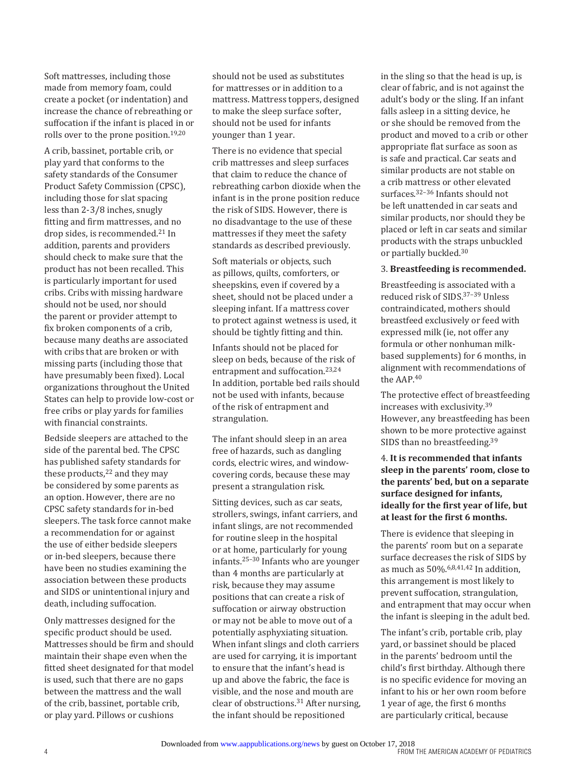Soft mattresses, including those made from memory foam, could create a pocket (or indentation) and increase the chance of rebreathing or suffocation if the infant is placed in or rolls over to the prone position.[19,20]

A crib, bassinet, portable crib, or play yard that conforms to the safety standards of the Consumer Product Safety Commission (CPSC), including those for slat spacing less than 2-3/8 inches, snugly fitting and firm mattresses, and no drop sides, is recommended.[21] In addition, parents and providers should check to make sure that the product has not been recalled. This is particularly important for used cribs. Cribs with missing hardware should not be used, nor should the parent or provider attempt to fix broken components of a crib, because many deaths are associated with cribs that are broken or with missing parts (including those that have presumably been fixed). Local organizations throughout the United States can help to provide low-cost or free cribs or play yards for families with financial constraints.

Bedside sleepers are attached to the side of the parental bed. The CPSC has published safety standards for these products,[22] and they may be considered by some parents as an option. However, there are no CPSC safety standards for in-bed sleepers. The task force cannot make a recommendation for or against the use of either bedside sleepers or in-bed sleepers, because there have been no studies examining the association between these products and SIDS or unintentional injury and death, including suffocation.

Only mattresses designed for the specific product should be used. Mattresses should be firm and should maintain their shape even when the fitted sheet designated for that model is used, such that there are no gaps between the mattress and the wall of the crib, bassinet, portable crib, or play yard. Pillows or cushions should not be used as substitutes for mattresses or in addition to a mattress. Mattress toppers, designed to make the sleep surface softer, should not be used for infants younger than 1 year.

There is no evidence that special crib mattresses and sleep surfaces that claim to reduce the chance of rebreathing carbon dioxide when the infant is in the prone position reduce the risk of SIDS. However, there is no disadvantage to the use of these mattresses if they meet the safety standards as described previously.

Soft materials or objects, such as pillows, quilts, comforters, or sheepskins, even if covered by a sheet, should not be placed under a sleeping infant. If a mattress cover to protect against wetness is used, it should be tightly fitting and thin.

Infants should not be placed for sleep on beds, because of the risk of entrapment and suffocation.[23,24] In addition, portable bed rails should not be used with infants, because of the risk of entrapment and strangulation.

The infant should sleep in an area free of hazards, such as dangling cords, electric wires, and window-covering cords, because these may present a strangulation risk.

Sitting devices, such as car seats, strollers, swings, infant carriers, and infant slings, are not recommended for routine sleep in the hospital or at home, particularly for young infants.[25–30] Infants who are younger than 4 months are particularly at risk, because they may assume positions that can create a risk of suffocation or airway obstruction or may not be able to move out of a potentially asphyxiating situation. When infant slings and cloth carriers are used for carrying, it is important to ensure that the infant's head is up and above the fabric, the face is visible, and the nose and mouth are clear of obstructions.[31] After nursing, the infant should be repositioned in the sling so that the head is up, is clear of fabric, and is not against the adult's body or the sling. If an infant falls asleep in a sitting device, he or she should be removed from the product and moved to a crib or other appropriate flat surface as soon as is safe and practical. Car seats and similar products are not stable on a crib mattress or other elevated surfaces.[32–36] Infants should not be left unattended in car seats and similar products, nor should they be placed or left in car seats and similar products with the straps unbuckled or partially buckled.[30]

3. **Breastfeeding is recommended.**

Breastfeeding is associated with a reduced risk of SIDS.[37–39] Unless contraindicated, mothers should breastfeed exclusively or feed with expressed milk (ie, not offer any formula or other nonhuman milk-based supplements) for 6 months, in alignment with recommendations of the AAP.[40]

The protective effect of breastfeeding increases with exclusivity.[39] However, any breastfeeding has been shown to be more protective against SIDS than no breastfeeding.[39]

4. **It is recommended that infants sleep in the parents' room, close to the parents' bed, but on a separate surface designed for infants, ideally for the first year of life, but at least for the first 6 months.**

There is evidence that sleeping in the parents' room but on a separate surface decreases the risk of SIDS by as much as 50%.[6,8,41,42] In addition, this arrangement is most likely to prevent suffocation, strangulation, and entrapment that may occur when the infant is sleeping in the adult bed.

The infant's crib, portable crib, play yard, or bassinet should be placed in the parents' bedroom until the child's first birthday. Although there is no specific evidence for moving an infant to his or her own room before 1 year of age, the first 6 months are particularly critical, because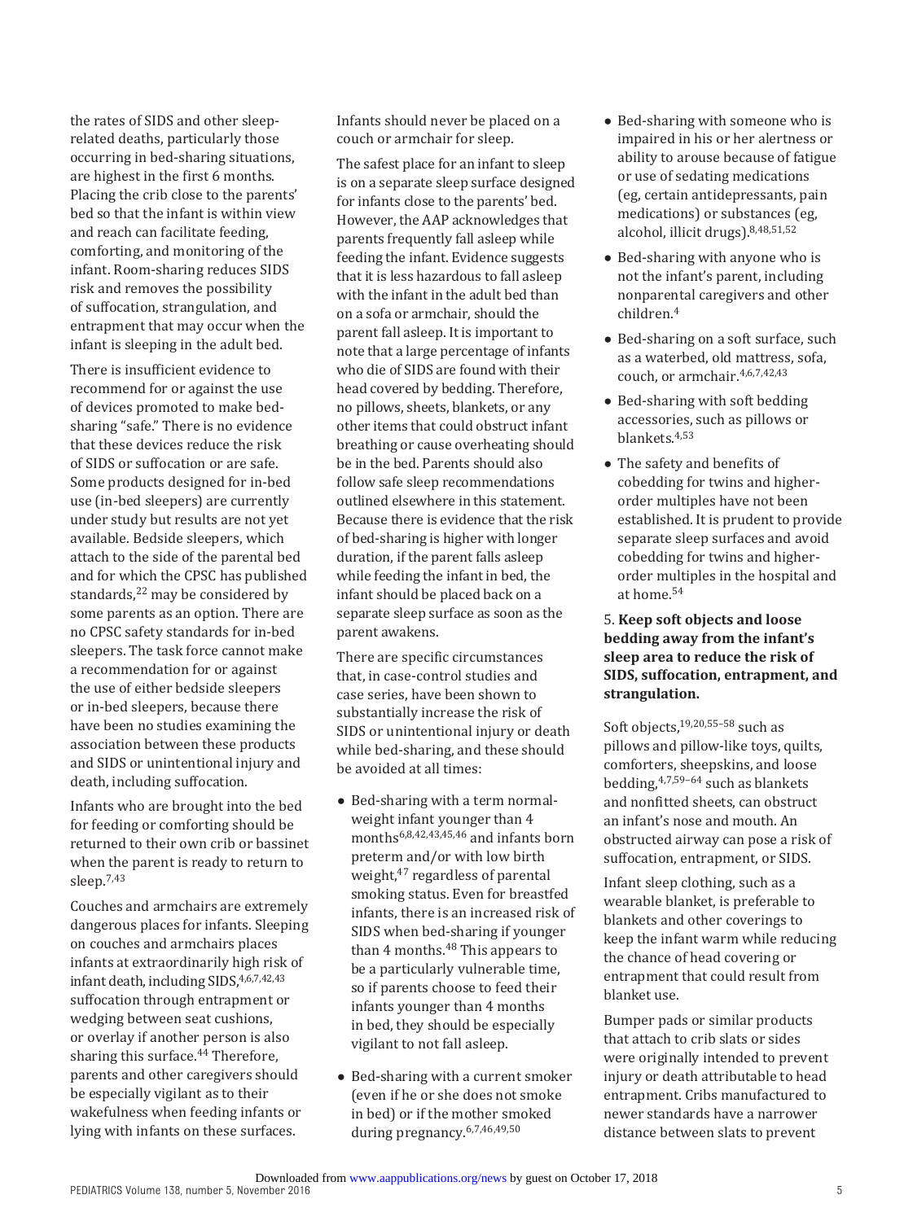the rates of SIDS and other sleep-related deaths, particularly those occurring in bed-sharing situations, are highest in the first 6 months. Placing the crib close to the parents' bed so that the infant is within view and reach can facilitate feeding, comforting, and monitoring of the infant. Room-sharing reduces SIDS risk and removes the possibility of suffocation, strangulation, and entrapment that may occur when the infant is sleeping in the adult bed.

There is insufficient evidence to recommend for or against the use of devices promoted to make bed-sharing "safe." There is no evidence that these devices reduce the risk of SIDS or suffocation or are safe. Some products designed for in-bed use (in-bed sleepers) are currently under study but results are not yet available. Bedside sleepers, which attach to the side of the parental bed and for which the CPSC has published standards,[22] may be considered by some parents as an option. There are no CPSC safety standards for in-bed sleepers. The task force cannot make a recommendation for or against the use of either bedside sleepers or in-bed sleepers, because there have been no studies examining the association between these products and SIDS or unintentional injury and death, including suffocation.

Infants who are brought into the bed for feeding or comforting should be returned to their own crib or bassinet when the parent is ready to return to sleep.[7,43]

Couches and armchairs are extremely dangerous places for infants. Sleeping on couches and armchairs places infants at extraordinarily high risk of infant death, including SIDS,[4,6,7,42,43] suffocation through entrapment or wedging between seat cushions, or overlay if another person is also sharing this surface.[44] Therefore, parents and other caregivers should be especially vigilant as to their wakefulness when feeding infants or lying with infants on these surfaces. Infants should never be placed on a couch or armchair for sleep.

The safest place for an infant to sleep is on a separate sleep surface designed for infants close to the parents' bed. However, the AAP acknowledges that parents frequently fall asleep while feeding the infant. Evidence suggests that it is less hazardous to fall asleep with the infant in the adult bed than on a sofa or armchair, should the parent fall asleep. It is important to note that a large percentage of infants who die of SIDS are found with their head covered by bedding. Therefore, no pillows, sheets, blankets, or any other items that could obstruct infant breathing or cause overheating should be in the bed. Parents should also follow safe sleep recommendations outlined elsewhere in this statement. Because there is evidence that the risk of bed-sharing is higher with longer duration, if the parent falls asleep while feeding the infant in bed, the infant should be placed back on a separate sleep surface as soon as the parent awakens.

There are specific circumstances that, in case-control studies and case series, have been shown to substantially increase the risk of SIDS or unintentional injury or death while bed-sharing, and these should be avoided at all times:

- Bed-sharing with a term normal-weight infant younger than 4 months[6,8,42,43,45,46] and infants born preterm and/or with low birth weight,[47] regardless of parental smoking status. Even for breastfed infants, there is an increased risk of SIDS when bed-sharing if younger than 4 months.[48] This appears to be a particularly vulnerable time, so if parents choose to feed their infants younger than 4 months in bed, they should be especially vigilant to not fall asleep.
- Bed-sharing with a current smoker (even if he or she does not smoke in bed) or if the mother smoked during pregnancy.[6,7,46,49,50]
- Bed-sharing with someone who is impaired in his or her alertness or ability to arouse because of fatigue or use of sedating medications (eg, certain antidepressants, pain medications) or substances (eg, alcohol, illicit drugs).[8,48,51,52]
- Bed-sharing with anyone who is not the infant's parent, including nonparental caregivers and other children.[4]
- Bed-sharing on a soft surface, such as a waterbed, old mattress, sofa, couch, or armchair.[4,6,7,42,43]
- Bed-sharing with soft bedding accessories, such as pillows or blankets.[4,53]
- The safety and benefits of cobedding for twins and higher-order multiples have not been established. It is prudent to provide separate sleep surfaces and avoid cobedding for twins and higher-order multiples in the hospital and at home.[54]

5. **Keep soft objects and loose bedding away from the infant's sleep area to reduce the risk of SIDS, suffocation, entrapment, and strangulation.**

Soft objects,[19,20,55–58] such as pillows and pillow-like toys, quilts, comforters, sheepskins, and loose bedding,[4,7,59–64] such as blankets and nonfitted sheets, can obstruct an infant's nose and mouth. An obstructed airway can pose a risk of suffocation, entrapment, or SIDS.

Infant sleep clothing, such as a wearable blanket, is preferable to blankets and other coverings to keep the infant warm while reducing the chance of head covering or entrapment that could result from blanket use.

Bumper pads or similar products that attach to crib slats or sides were originally intended to prevent injury or death attributable to head entrapment. Cribs manufactured to newer standards have a narrower distance between slats to prevent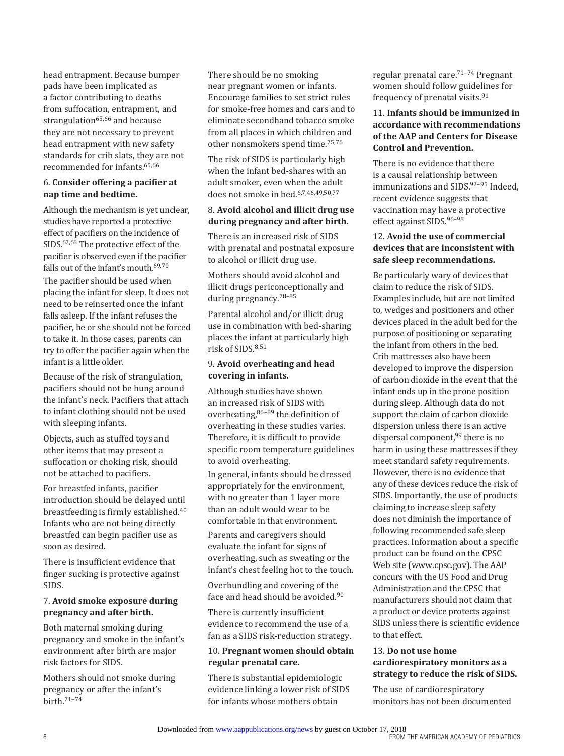head entrapment. Because bumper pads have been implicated as a factor contributing to deaths from suffocation, entrapment, and strangulation[65,66] and because they are not necessary to prevent head entrapment with new safety standards for crib slats, they are not recommended for infants.[65,66]

6. **Consider offering a pacifier at nap time and bedtime.**

Although the mechanism is yet unclear, studies have reported a protective effect of pacifiers on the incidence of SIDS.[67,68] The protective effect of the pacifier is observed even if the pacifier falls out of the infant's mouth.[69,70]

The pacifier should be used when placing the infant for sleep. It does not need to be reinserted once the infant falls asleep. If the infant refuses the pacifier, he or she should not be forced to take it. In those cases, parents can try to offer the pacifier again when the infant is a little older.

Because of the risk of strangulation, pacifiers should not be hung around the infant's neck. Pacifiers that attach to infant clothing should not be used with sleeping infants.

Objects, such as stuffed toys and other items that may present a suffocation or choking risk, should not be attached to pacifiers.

For breastfed infants, pacifier introduction should be delayed until breastfeeding is firmly established.[40] Infants who are not being directly breastfed can begin pacifier use as soon as desired.

There is insufficient evidence that finger sucking is protective against SIDS.

7. **Avoid smoke exposure during pregnancy and after birth.**

Both maternal smoking during pregnancy and smoke in the infant's environment after birth are major risk factors for SIDS.

Mothers should not smoke during pregnancy or after the infant's birth.[71–74]

There should be no smoking near pregnant women or infants. Encourage families to set strict rules for smoke-free homes and cars and to eliminate secondhand tobacco smoke from all places in which children and other nonsmokers spend time.[75,76]

The risk of SIDS is particularly high when the infant bed-shares with an adult smoker, even when the adult does not smoke in bed.[6,7,46,49,50,77]

8. **Avoid alcohol and illicit drug use during pregnancy and after birth.**

There is an increased risk of SIDS with prenatal and postnatal exposure to alcohol or illicit drug use.

Mothers should avoid alcohol and illicit drugs periconceptionally and during pregnancy.[78–85]

Parental alcohol and/or illicit drug use in combination with bed-sharing places the infant at particularly high risk of SIDS.[8,51]

9. **Avoid overheating and head covering in infants.**

Although studies have shown an increased risk of SIDS with overheating,[86–89] the definition of overheating in these studies varies. Therefore, it is difficult to provide specific room temperature guidelines to avoid overheating.

In general, infants should be dressed appropriately for the environment, with no greater than 1 layer more than an adult would wear to be comfortable in that environment.

Parents and caregivers should evaluate the infant for signs of overheating, such as sweating or the infant's chest feeling hot to the touch.

Overbundling and covering of the face and head should be avoided.[90]

There is currently insufficient evidence to recommend the use of a fan as a SIDS risk-reduction strategy.

10. **Pregnant women should obtain regular prenatal care.**

There is substantial epidemiologic evidence linking a lower risk of SIDS for infants whose mothers obtain regular prenatal care.[71–74] Pregnant women should follow guidelines for frequency of prenatal visits.[91]

11. **Infants should be immunized in accordance with recommendations of the AAP and Centers for Disease Control and Prevention.**

There is no evidence that there is a causal relationship between immunizations and SIDS.[92–95] Indeed, recent evidence suggests that vaccination may have a protective effect against SIDS.[96–98]

12. **Avoid the use of commercial devices that are inconsistent with safe sleep recommendations.**

Be particularly wary of devices that claim to reduce the risk of SIDS. Examples include, but are not limited to, wedges and positioners and other devices placed in the adult bed for the purpose of positioning or separating the infant from others in the bed. Crib mattresses also have been developed to improve the dispersion of carbon dioxide in the event that the infant ends up in the prone position during sleep. Although data do not support the claim of carbon dioxide dispersion unless there is an active dispersal component,[99] there is no harm in using these mattresses if they meet standard safety requirements. However, there is no evidence that any of these devices reduce the risk of SIDS. Importantly, the use of products claiming to increase sleep safety does not diminish the importance of following recommended safe sleep practices. Information about a specific product can be found on the CPSC Web site (www.cpsc.gov). The AAP concurs with the US Food and Drug Administration and the CPSC that manufacturers should not claim that a product or device protects against SIDS unless there is scientific evidence to that effect.

13. **Do not use home cardiorespiratory monitors as a strategy to reduce the risk of SIDS.**

The use of cardiorespiratory monitors has not been documented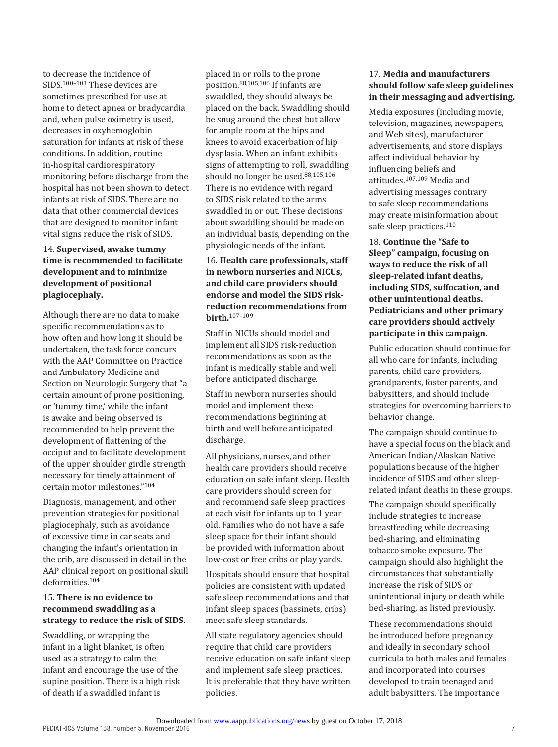to decrease the incidence of SIDS.[100–103] These devices are sometimes prescribed for use at home to detect apnea or bradycardia and, when pulse oximetry is used, decreases in oxyhemoglobin saturation for infants at risk of these conditions. In addition, routine in-hospital cardiorespiratory monitoring before discharge from the hospital has not been shown to detect infants at risk of SIDS. There are no data that other commercial devices that are designed to monitor infant vital signs reduce the risk of SIDS.

14. **Supervised, awake tummy time is recommended to facilitate development and to minimize development of positional plagiocephaly.**

Although there are no data to make specific recommendations as to how often and how long it should be undertaken, the task force concurs with the AAP Committee on Practice and Ambulatory Medicine and Section on Neurologic Surgery that "a certain amount of prone positioning, or 'tummy time,' while the infant is awake and being observed is recommended to help prevent the development of flattening of the occiput and to facilitate development of the upper shoulder girdle strength necessary for timely attainment of certain motor milestones."[104]

Diagnosis, management, and other prevention strategies for positional plagiocephaly, such as avoidance of excessive time in car seats and changing the infant's orientation in the crib, are discussed in detail in the AAP clinical report on positional skull deformities.[104]

15. **There is no evidence to recommend swaddling as a strategy to reduce the risk of SIDS.**

Swaddling, or wrapping the infant in a light blanket, is often used as a strategy to calm the infant and encourage the use of the supine position. There is a high risk of death if a swaddled infant is placed in or rolls to the prone position.[88,105,106] If infants are swaddled, they should always be placed on the back. Swaddling should be snug around the chest but allow for ample room at the hips and knees to avoid exacerbation of hip dysplasia. When an infant exhibits signs of attempting to roll, swaddling should no longer be used.[88,105,106] There is no evidence with regard to SIDS risk related to the arms swaddled in or out. These decisions about swaddling should be made on an individual basis, depending on the physiologic needs of the infant.

16. **Health care professionals, staff in newborn nurseries and NICUs, and child care providers should endorse and model the SIDS risk-reduction recommendations from birth.**[107–109]

Staff in NICUs should model and implement all SIDS risk-reduction recommendations as soon as the infant is medically stable and well before anticipated discharge.

Staff in newborn nurseries should model and implement these recommendations beginning at birth and well before anticipated discharge.

All physicians, nurses, and other health care providers should receive education on safe infant sleep. Health care providers should screen for and recommend safe sleep practices at each visit for infants up to 1 year old. Families who do not have a safe sleep space for their infant should be provided with information about low-cost or free cribs or play yards.

Hospitals should ensure that hospital policies are consistent with updated safe sleep recommendations and that infant sleep spaces (bassinets, cribs) meet safe sleep standards.

All state regulatory agencies should require that child care providers receive education on safe infant sleep and implement safe sleep practices. It is preferable that they have written policies.

17. **Media and manufacturers should follow safe sleep guidelines in their messaging and advertising.**

Media exposures (including movie, television, magazines, newspapers, and Web sites), manufacturer advertisements, and store displays affect individual behavior by influencing beliefs and attitudes.[107,109] Media and advertising messages contrary to safe sleep recommendations may create misinformation about safe sleep practices.[110]

18. **Continue the "Safe to Sleep" campaign, focusing on ways to reduce the risk of all sleep-related infant deaths, including SIDS, suffocation, and other unintentional deaths. Pediatricians and other primary care providers should actively participate in this campaign.**

Public education should continue for all who care for infants, including parents, child care providers, grandparents, foster parents, and babysitters, and should include strategies for overcoming barriers to behavior change.

The campaign should continue to have a special focus on the black and American Indian/Alaskan Native populations because of the higher incidence of SIDS and other sleep-related infant deaths in these groups.

The campaign should specifically include strategies to increase breastfeeding while decreasing bed-sharing, and eliminating tobacco smoke exposure. The campaign should also highlight the circumstances that substantially increase the risk of SIDS or unintentional injury or death while bed-sharing, as listed previously.

These recommendations should be introduced before pregnancy and ideally in secondary school curricula to both males and females and incorporated into courses developed to train teenaged and adult babysitters. The importance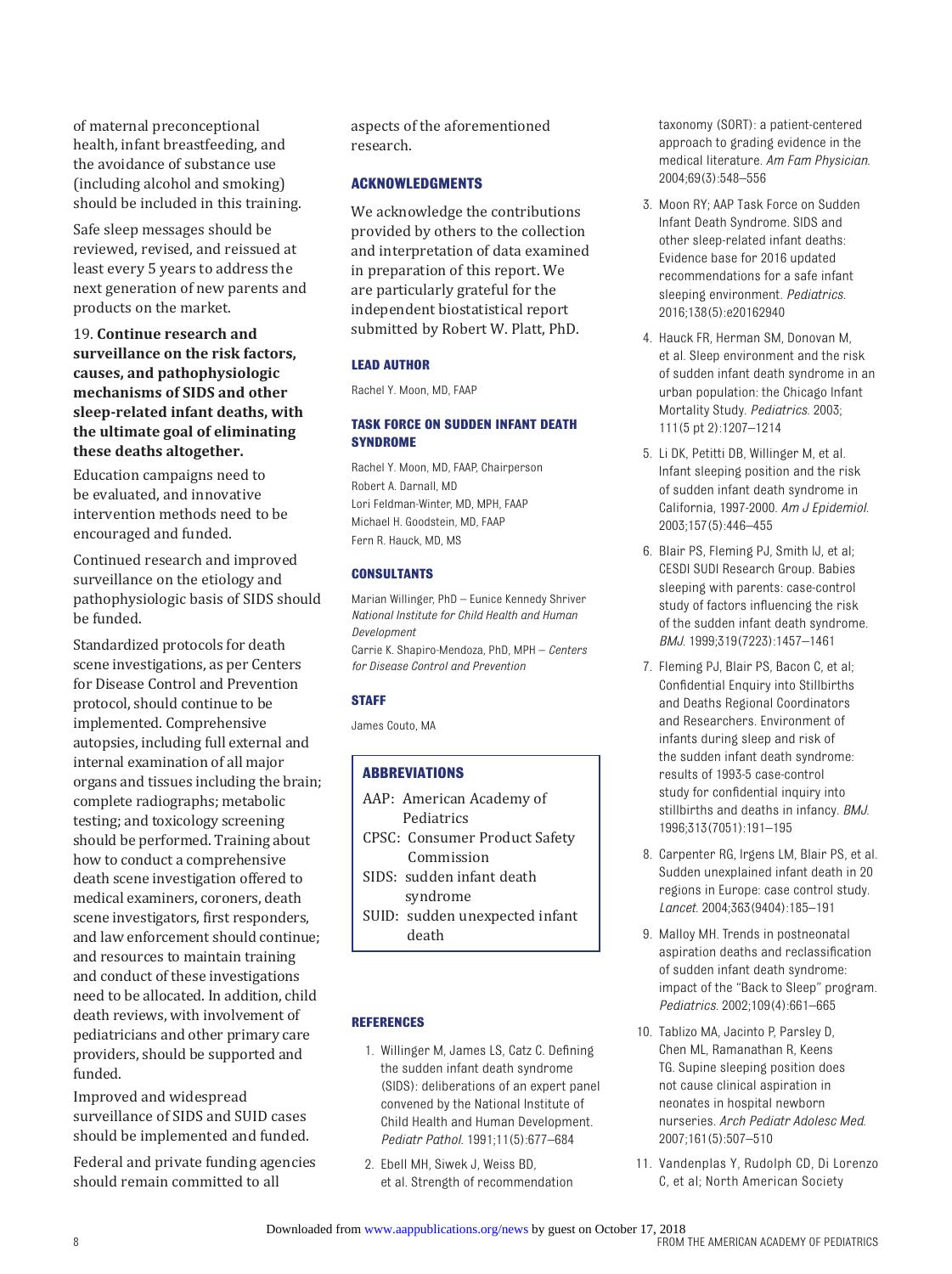of maternal preconceptional health, infant breastfeeding, and the avoidance of substance use (including alcohol and smoking) should be included in this training.

Safe sleep messages should be reviewed, revised, and reissued at least every 5 years to address the next generation of new parents and products on the market.

19. **Continue research and surveillance on the risk factors, causes, and pathophysiologic mechanisms of SIDS and other sleep-related infant deaths, with the ultimate goal of eliminating these deaths altogether.**

Education campaigns need to be evaluated, and innovative intervention methods need to be encouraged and funded.

Continued research and improved surveillance on the etiology and pathophysiologic basis of SIDS should be funded.

Standardized protocols for death scene investigations, as per Centers for Disease Control and Prevention protocol, should continue to be implemented. Comprehensive autopsies, including full external and internal examination of all major organs and tissues including the brain; complete radiographs; metabolic testing; and toxicology screening should be performed. Training about how to conduct a comprehensive death scene investigation offered to medical examiners, coroners, death scene investigators, first responders, and law enforcement should continue; and resources to maintain training and conduct of these investigations need to be allocated. In addition, child death reviews, with involvement of pediatricians and other primary care providers, should be supported and funded.

Improved and widespread surveillance of SIDS and SUID cases should be implemented and funded.

Federal and private funding agencies should remain committed to all aspects of the aforementioned research.

## ACKNOWLEDGMENTS

We acknowledge the contributions provided by others to the collection and interpretation of data examined in preparation of this report. We are particularly grateful for the independent biostatistical report submitted by Robert W. Platt, PhD.

## LEAD AUTHOR

Rachel Y. Moon, MD, FAAP

## TASK FORCE ON SUDDEN INFANT DEATH SYNDROME

Rachel Y. Moon, MD, FAAP, Chairperson
Robert A. Darnall, MD
Lori Feldman-Winter, MD, MPH, FAAP
Michael H. Goodstein, MD, FAAP
Fern R. Hauck, MD, MS

## CONSULTANTS

Marian Willinger, PhD – Eunice Kennedy Shriver *National Institute for Child Health and Human Development*
Carrie K. Shapiro-Mendoza, PhD, MPH – *Centers for Disease Control and Prevention*

## STAFF

James Couto, MA

## ABBREVIATIONS

AAP: American Academy of Pediatrics
CPSC: Consumer Product Safety Commission
SIDS: sudden infant death syndrome
SUID: sudden unexpected infant death

## REFERENCES

1. Willinger M, James LS, Catz C. Defining the sudden infant death syndrome (SIDS): deliberations of an expert panel convened by the National Institute of Child Health and Human Development. *Pediatr Pathol.* 1991;11(5):677–684
2. Ebell MH, Siwek J, Weiss BD, et al. Strength of recommendation taxonomy (SORT): a patient-centered approach to grading evidence in the medical literature. *Am Fam Physician.* 2004;69(3):548–556
3. Moon RY; AAP Task Force on Sudden Infant Death Syndrome. SIDS and other sleep-related infant deaths: Evidence base for 2016 updated recommendations for a safe infant sleeping environment. *Pediatrics.* 2016;138(5):e20162940
4. Hauck FR, Herman SM, Donovan M, et al. Sleep environment and the risk of sudden infant death syndrome in an urban population: the Chicago Infant Mortality Study. *Pediatrics.* 2003; 111(5 pt 2):1207–1214
5. Li DK, Petitti DB, Willinger M, et al. Infant sleeping position and the risk of sudden infant death syndrome in California, 1997-2000. *Am J Epidemiol.* 2003;157(5):446–455
6. Blair PS, Fleming PJ, Smith IJ, et al; CESDI SUDI Research Group. Babies sleeping with parents: case-control study of factors influencing the risk of the sudden infant death syndrome. *BMJ.* 1999;319(7223):1457–1461
7. Fleming PJ, Blair PS, Bacon C, et al; Confidential Enquiry into Stillbirths and Deaths Regional Coordinators and Researchers. Environment of infants during sleep and risk of the sudden infant death syndrome: results of 1993-5 case-control study for confidential inquiry into stillbirths and deaths in infancy. *BMJ.* 1996;313(7051):191–195
8. Carpenter RG, Irgens LM, Blair PS, et al. Sudden unexplained infant death in 20 regions in Europe: case control study. *Lancet.* 2004;363(9404):185–191
9. Malloy MH. Trends in postneonatal aspiration deaths and reclassification of sudden infant death syndrome: impact of the "Back to Sleep" program. *Pediatrics.* 2002;109(4):661–665
10. Tablizo MA, Jacinto P, Parsley D, Chen ML, Ramanathan R, Keens TG. Supine sleeping position does not cause clinical aspiration in neonates in hospital newborn nurseries. *Arch Pediatr Adolesc Med.* 2007;161(5):507–510
11. Vandenplas Y, Rudolph CD, Di Lorenzo C, et al; North American Society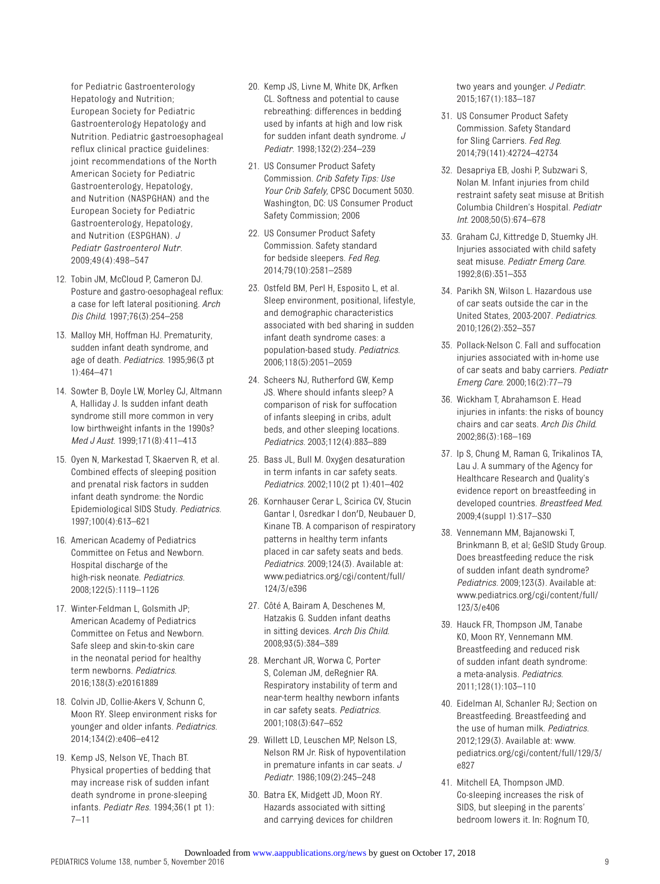for Pediatric Gastroenterology Hepatology and Nutrition; European Society for Pediatric Gastroenterology Hepatology and Nutrition. Pediatric gastroesophageal reflux clinical practice guidelines: joint recommendations of the North American Society for Pediatric Gastroenterology, Hepatology, and Nutrition (NASPGHAN) and the European Society for Pediatric Gastroenterology, Hepatology, and Nutrition (ESPGHAN). *J Pediatr Gastroenterol Nutr*. 2009;49(4):498–547

12. Tobin JM, McCloud P, Cameron DJ. Posture and gastro-oesophageal reflux: a case for left lateral positioning. *Arch Dis Child*. 1997;76(3):254–258
13. Malloy MH, Hoffman HJ. Prematurity, sudden infant death syndrome, and age of death. *Pediatrics*. 1995;96(3 pt 1):464–471
14. Sowter B, Doyle LW, Morley CJ, Altmann A, Halliday J. Is sudden infant death syndrome still more common in very low birthweight infants in the 1990s? *Med J Aust*. 1999;171(8):411–413
15. Oyen N, Markestad T, Skaerven R, et al. Combined effects of sleeping position and prenatal risk factors in sudden infant death syndrome: the Nordic Epidemiological SIDS Study. *Pediatrics*. 1997;100(4):613–621
16. American Academy of Pediatrics Committee on Fetus and Newborn. Hospital discharge of the high-risk neonate. *Pediatrics*. 2008;122(5):1119–1126
17. Winter-Feldman L, Golsmith JP; American Academy of Pediatrics Committee on Fetus and Newborn. Safe sleep and skin-to-skin care in the neonatal period for healthy term newborns. *Pediatrics*. 2016;138(3):e20161889
18. Colvin JD, Collie-Akers V, Schunn C, Moon RY. Sleep environment risks for younger and older infants. *Pediatrics*. 2014;134(2):e406–e412
19. Kemp JS, Nelson VE, Thach BT. Physical properties of bedding that may increase risk of sudden infant death syndrome in prone-sleeping infants. *Pediatr Res*. 1994;36(1 pt 1):7–11
20. Kemp JS, Livne M, White DK, Arfken CL. Softness and potential to cause rebreathing: differences in bedding used by infants at high and low risk for sudden infant death syndrome. *J Pediatr*. 1998;132(2):234–239
21. US Consumer Product Safety Commission. *Crib Safety Tips: Use Your Crib Safely*, CPSC Document 5030. Washington, DC: US Consumer Product Safety Commission; 2006
22. US Consumer Product Safety Commission. Safety standard for bedside sleepers. *Fed Reg*. 2014;79(10):2581–2589
23. Ostfeld BM, Perl H, Esposito L, et al. Sleep environment, positional, lifestyle, and demographic characteristics associated with bed sharing in sudden infant death syndrome cases: a population-based study. *Pediatrics*. 2006;118(5):2051–2059
24. Scheers NJ, Rutherford GW, Kemp JS. Where should infants sleep? A comparison of risk for suffocation of infants sleeping in cribs, adult beds, and other sleeping locations. *Pediatrics*. 2003;112(4):883–889
25. Bass JL, Bull M. Oxygen desaturation in term infants in car safety seats. *Pediatrics*. 2002;110(2 pt 1):401–402
26. Kornhauser Cerar L, Scirica CV, Stucin Gantar I, Osredkar I don'D, Neubauer D, Kinane TB. A comparison of respiratory patterns in healthy term infants placed in car safety seats and beds. *Pediatrics*. 2009;124(3). Available at: www.pediatrics.org/cgi/content/full/124/3/e396
27. Côté A, Bairam A, Deschenes M, Hatzakis G. Sudden infant deaths in sitting devices. *Arch Dis Child*. 2008;93(5):384–389
28. Merchant JR, Worwa C, Porter S, Coleman JM, deRegnier RA. Respiratory instability of term and near-term healthy newborn infants in car safety seats. *Pediatrics*. 2001;108(3):647–652
29. Willett LD, Leuschen MP, Nelson LS, Nelson RM Jr. Risk of hypoventilation in premature infants in car seats. *J Pediatr*. 1986;109(2):245–248
30. Batra EK, Midgett JD, Moon RY. Hazards associated with sitting and carrying devices for children two years and younger. *J Pediatr*. 2015;167(1):183–187
31. US Consumer Product Safety Commission. Safety Standard for Sling Carriers. *Fed Reg*. 2014;79(141):42724–42734
32. Desapriya EB, Joshi P, Subzwari S, Nolan M. Infant injuries from child restraint safety seat misuse at British Columbia Children's Hospital. *Pediatr Int*. 2008;50(5):674–678
33. Graham CJ, Kittredge D, Stuemky JH. Injuries associated with child safety seat misuse. *Pediatr Emerg Care*. 1992;8(6):351–353
34. Parikh SN, Wilson L. Hazardous use of car seats outside the car in the United States, 2003-2007. *Pediatrics*. 2010;126(2):352–357
35. Pollack-Nelson C. Fall and suffocation injuries associated with in-home use of car seats and baby carriers. *Pediatr Emerg Care*. 2000;16(2):77–79
36. Wickham T, Abrahamson E. Head injuries in infants: the risks of bouncy chairs and car seats. *Arch Dis Child*. 2002;86(3):168–169
37. Ip S, Chung M, Raman G, Trikalinos TA, Lau J. A summary of the Agency for Healthcare Research and Quality's evidence report on breastfeeding in developed countries. *Breastfeed Med*. 2009;4(suppl 1):S17–S30
38. Vennemann MM, Bajanowski T, Brinkmann B, et al; GeSID Study Group. Does breastfeeding reduce the risk of sudden infant death syndrome? *Pediatrics*. 2009;123(3). Available at: www.pediatrics.org/cgi/content/full/123/3/e406
39. Hauck FR, Thompson JM, Tanabe KO, Moon RY, Vennemann MM. Breastfeeding and reduced risk of sudden infant death syndrome: a meta-analysis. *Pediatrics*. 2011;128(1):103–110
40. Eidelman AI, Schanler RJ; Section on Breastfeeding. Breastfeeding and the use of human milk. *Pediatrics*. 2012;129(3). Available at: www.pediatrics.org/cgi/content/full/129/3/e827
41. Mitchell EA, Thompson JMD. Co-sleeping increases the risk of SIDS, but sleeping in the parents' bedroom lowers it. In: Rognum TO,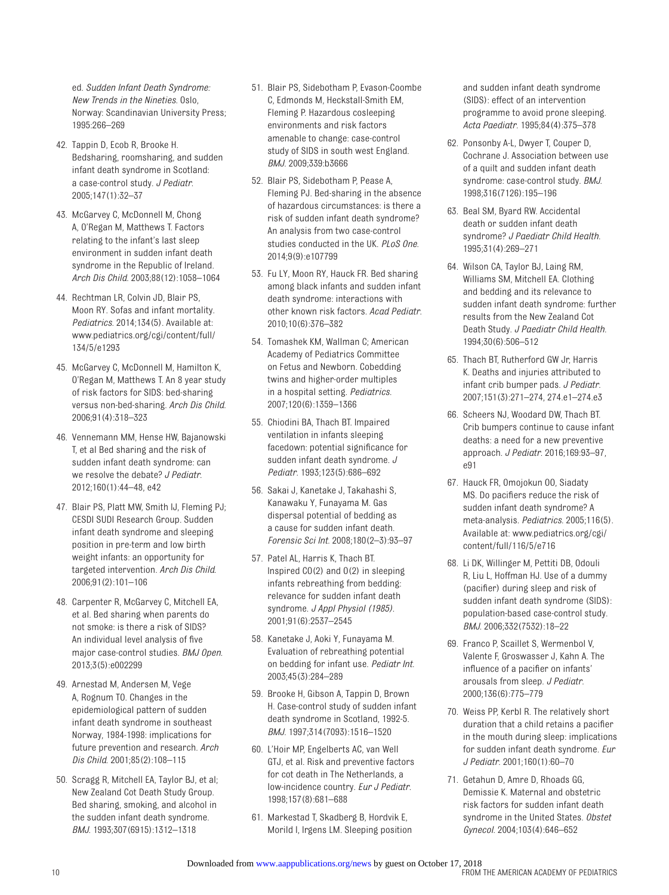ed. *Sudden Infant Death Syndrome: New Trends in the Nineties*. Oslo, Norway: Scandinavian University Press; 1995:266–269

42. Tappin D, Ecob R, Brooke H. Bedsharing, roomsharing, and sudden infant death syndrome in Scotland: a case-control study. *J Pediatr*. 2005;147(1):32–37
43. McGarvey C, McDonnell M, Chong A, O'Regan M, Matthews T. Factors relating to the infant's last sleep environment in sudden infant death syndrome in the Republic of Ireland. *Arch Dis Child*. 2003;88(12):1058–1064
44. Rechtman LR, Colvin JD, Blair PS, Moon RY. Sofas and infant mortality. *Pediatrics*. 2014;134(5). Available at: www.pediatrics.org/cgi/content/full/134/5/e1293
45. McGarvey C, McDonnell M, Hamilton K, O'Regan M, Matthews T. An 8 year study of risk factors for SIDS: bed-sharing versus non-bed-sharing. *Arch Dis Child*. 2006;91(4):318–323
46. Vennemann MM, Hense HW, Bajanowski T, et al Bed sharing and the risk of sudden infant death syndrome: can we resolve the debate? *J Pediatr*. 2012;160(1):44–48, e42
47. Blair PS, Platt MW, Smith IJ, Fleming PJ; CESDI SUDI Research Group. Sudden infant death syndrome and sleeping position in pre-term and low birth weight infants: an opportunity for targeted intervention. *Arch Dis Child*. 2006;91(2):101–106
48. Carpenter R, McGarvey C, Mitchell EA, et al. Bed sharing when parents do not smoke: is there a risk of SIDS? An individual level analysis of five major case-control studies. *BMJ Open*. 2013;3(5):e002299
49. Arnestad M, Andersen M, Vege A, Rognum TO. Changes in the epidemiological pattern of sudden infant death syndrome in southeast Norway, 1984-1998: implications for future prevention and research. *Arch Dis Child*. 2001;85(2):108–115
50. Scragg R, Mitchell EA, Taylor BJ, et al; New Zealand Cot Death Study Group. Bed sharing, smoking, and alcohol in the sudden infant death syndrome. *BMJ*. 1993;307(6915):1312–1318
51. Blair PS, Sidebotham P, Evason-Coombe C, Edmonds M, Heckstall-Smith EM, Fleming P. Hazardous cosleeping environments and risk factors amenable to change: case-control study of SIDS in south west England. *BMJ*. 2009;339:b3666
52. Blair PS, Sidebotham P, Pease A, Fleming PJ. Bed-sharing in the absence of hazardous circumstances: is there a risk of sudden infant death syndrome? An analysis from two case-control studies conducted in the UK. *PLoS One*. 2014;9(9):e107799
53. Fu LY, Moon RY, Hauck FR. Bed sharing among black infants and sudden infant death syndrome: interactions with other known risk factors. *Acad Pediatr*. 2010;10(6):376–382
54. Tomashek KM, Wallman C; American Academy of Pediatrics Committee on Fetus and Newborn. Cobedding twins and higher-order multiples in a hospital setting. *Pediatrics*. 2007;120(6):1359–1366
55. Chiodini BA, Thach BT. Impaired ventilation in infants sleeping facedown: potential significance for sudden infant death syndrome. *J Pediatr*. 1993;123(5):686–692
56. Sakai J, Kanetake J, Takahashi S, Kanawaku Y, Funayama M. Gas dispersal potential of bedding as a cause for sudden infant death. *Forensic Sci Int*. 2008;180(2–3):93–97
57. Patel AL, Harris K, Thach BT. Inspired $CO_2$ and $O_2$ in sleeping infants rebreathing from bedding: relevance for sudden infant death syndrome. *J Appl Physiol (1985)*. 2001;91(6):2537–2545
58. Kanetake J, Aoki Y, Funayama M. Evaluation of rebreathing potential on bedding for infant use. *Pediatr Int*. 2003;45(3):284–289
59. Brooke H, Gibson A, Tappin D, Brown H. Case-control study of sudden infant death syndrome in Scotland, 1992-5. *BMJ*. 1997;314(7093):1516–1520
60. L'Hoir MP, Engelberts AC, van Well GTJ, et al. Risk and preventive factors for cot death in The Netherlands, a low-incidence country. *Eur J Pediatr*. 1998;157(8):681–688
61. Markestad T, Skadberg B, Hordvik E, Morild I, Irgens LM. Sleeping position and sudden infant death syndrome (SIDS): effect of an intervention programme to avoid prone sleeping. *Acta Paediatr*. 1995;84(4):375–378
62. Ponsonby A-L, Dwyer T, Couper D, Cochrane J. Association between use of a quilt and sudden infant death syndrome: case-control study. *BMJ*. 1998;316(7126):195–196
63. Beal SM, Byard RW. Accidental death or sudden infant death syndrome? *J Paediatr Child Health*. 1995;31(4):269–271
64. Wilson CA, Taylor BJ, Laing RM, Williams SM, Mitchell EA. Clothing and bedding and its relevance to sudden infant death syndrome: further results from the New Zealand Cot Death Study. *J Paediatr Child Health*. 1994;30(6):506–512
65. Thach BT, Rutherford GW Jr, Harris K. Deaths and injuries attributed to infant crib bumper pads. *J Pediatr*. 2007;151(3):271–274, 274.e1–274.e3
66. Scheers NJ, Woodard DW, Thach BT. Crib bumpers continue to cause infant deaths: a need for a new preventive approach. *J Pediatr*. 2016;169:93–97, e91
67. Hauck FR, Omojokun OO, Siadaty MS. Do pacifiers reduce the risk of sudden infant death syndrome? A meta-analysis. *Pediatrics*. 2005;116(5). Available at: www.pediatrics.org/cgi/content/full/116/5/e716
68. Li DK, Willinger M, Pettiti DB, Odouli R, Liu L, Hoffman HJ. Use of a dummy (pacifier) during sleep and risk of sudden infant death syndrome (SIDS): population-based case-control study. *BMJ*. 2006;332(7532):18–22
69. Franco P, Scaillet S, Wermenbol V, Valente F, Groswasser J, Kahn A. The influence of a pacifier on infants' arousals from sleep. *J Pediatr*. 2000;136(6):775–779
70. Weiss PP, Kerbl R. The relatively short duration that a child retains a pacifier in the mouth during sleep: implications for sudden infant death syndrome. *Eur J Pediatr*. 2001;160(1):60–70
71. Getahun D, Amre D, Rhoads GG, Demissie K. Maternal and obstetric risk factors for sudden infant death syndrome in the United States. *Obstet Gynecol*. 2004;103(4):646–652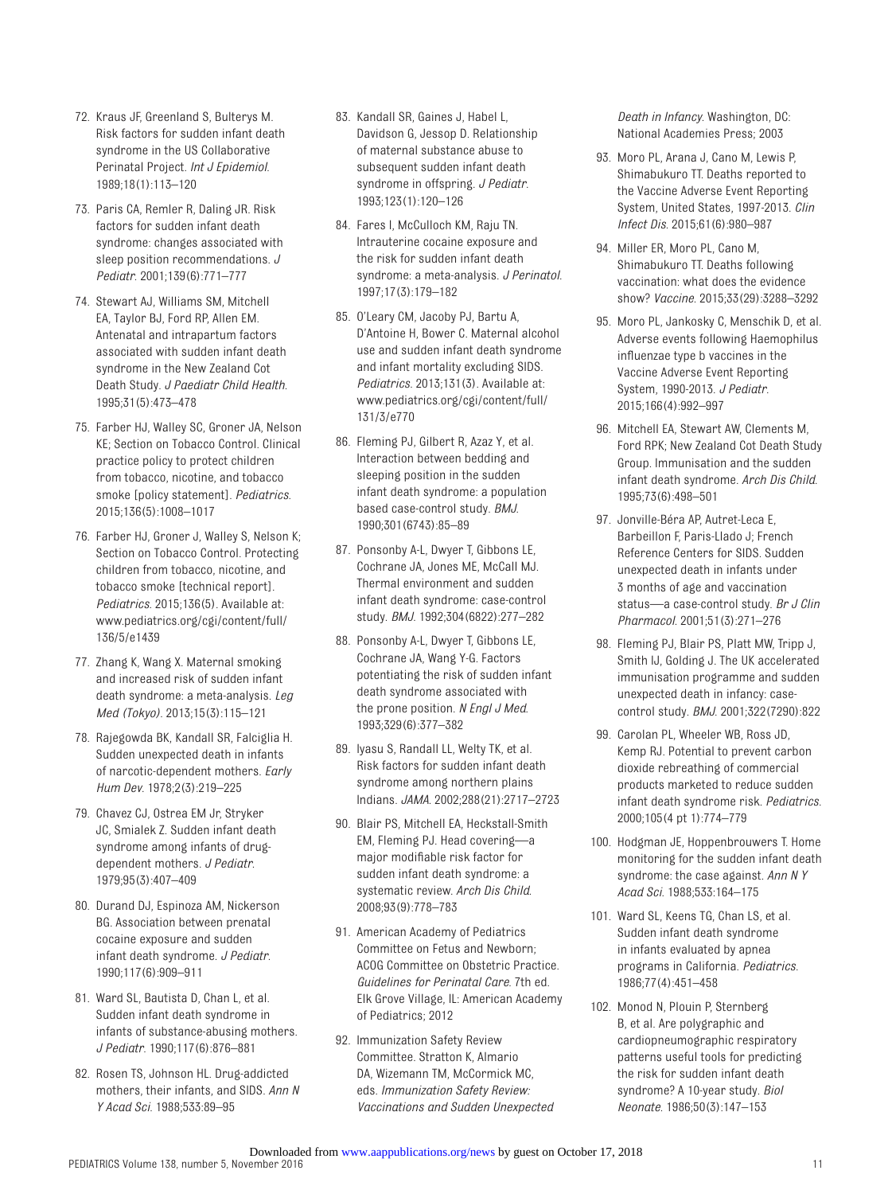72. Kraus JF, Greenland S, Bulterys M. Risk factors for sudden infant death syndrome in the US Collaborative Perinatal Project. *Int J Epidemiol*. 1989;18(1):113–120
73. Paris CA, Remler R, Daling JR. Risk factors for sudden infant death syndrome: changes associated with sleep position recommendations. *J Pediatr*. 2001;139(6):771–777
74. Stewart AJ, Williams SM, Mitchell EA, Taylor BJ, Ford RP, Allen EM. Antenatal and intrapartum factors associated with sudden infant death syndrome in the New Zealand Cot Death Study. *J Paediatr Child Health*. 1995;31(5):473–478
75. Farber HJ, Walley SC, Groner JA, Nelson KE; Section on Tobacco Control. Clinical practice policy to protect children from tobacco, nicotine, and tobacco smoke [policy statement]. *Pediatrics*. 2015;136(5):1008–1017
76. Farber HJ, Groner J, Walley S, Nelson K; Section on Tobacco Control. Protecting children from tobacco, nicotine, and tobacco smoke [technical report]. *Pediatrics*. 2015;136(5). Available at: www.pediatrics.org/cgi/content/full/136/5/e1439
77. Zhang K, Wang X. Maternal smoking and increased risk of sudden infant death syndrome: a meta-analysis. *Leg Med (Tokyo)*. 2013;15(3):115–121
78. Rajegowda BK, Kandall SR, Falciglia H. Sudden unexpected death in infants of narcotic-dependent mothers. *Early Hum Dev*. 1978;2(3):219–225
79. Chavez CJ, Ostrea EM Jr, Stryker JC, Smialek Z. Sudden infant death syndrome among infants of drug-dependent mothers. *J Pediatr*. 1979;95(3):407–409
80. Durand DJ, Espinoza AM, Nickerson BG. Association between prenatal cocaine exposure and sudden infant death syndrome. *J Pediatr*. 1990;117(6):909–911
81. Ward SL, Bautista D, Chan L, et al. Sudden infant death syndrome in infants of substance-abusing mothers. *J Pediatr*. 1990;117(6):876–881
82. Rosen TS, Johnson HL. Drug-addicted mothers, their infants, and SIDS. *Ann N Y Acad Sci*. 1988;533:89–95
83. Kandall SR, Gaines J, Habel L, Davidson G, Jessop D. Relationship of maternal substance abuse to subsequent sudden infant death syndrome in offspring. *J Pediatr*. 1993;123(1):120–126
84. Fares I, McCulloch KM, Raju TN. Intrauterine cocaine exposure and the risk for sudden infant death syndrome: a meta-analysis. *J Perinatol*. 1997;17(3):179–182
85. O'Leary CM, Jacoby PJ, Bartu A, D'Antoine H, Bower C. Maternal alcohol use and sudden infant death syndrome and infant mortality excluding SIDS. *Pediatrics*. 2013;131(3). Available at: www.pediatrics.org/cgi/content/full/131/3/e770
86. Fleming PJ, Gilbert R, Azaz Y, et al. Interaction between bedding and sleeping position in the sudden infant death syndrome: a population based case-control study. *BMJ*. 1990;301(6743):85–89
87. Ponsonby A-L, Dwyer T, Gibbons LE, Cochrane JA, Jones ME, McCall MJ. Thermal environment and sudden infant death syndrome: case-control study. *BMJ*. 1992;304(6822):277–282
88. Ponsonby A-L, Dwyer T, Gibbons LE, Cochrane JA, Wang Y-G. Factors potentiating the risk of sudden infant death syndrome associated with the prone position. *N Engl J Med*. 1993;329(6):377–382
89. Iyasu S, Randall LL, Welty TK, et al. Risk factors for sudden infant death syndrome among northern plains Indians. *JAMA*. 2002;288(21):2717–2723
90. Blair PS, Mitchell EA, Heckstall-Smith EM, Fleming PJ. Head covering—a major modifiable risk factor for sudden infant death syndrome: a systematic review. *Arch Dis Child*. 2008;93(9):778–783
91. American Academy of Pediatrics Committee on Fetus and Newborn; ACOG Committee on Obstetric Practice. *Guidelines for Perinatal Care*. 7th ed. Elk Grove Village, IL: American Academy of Pediatrics; 2012
92. Immunization Safety Review Committee. Stratton K, Almario DA, Wizemann TM, McCormick MC, eds. *Immunization Safety Review: Vaccinations and Sudden Unexpected Death in Infancy*. Washington, DC: National Academies Press; 2003
93. Moro PL, Arana J, Cano M, Lewis P, Shimabukuro TT. Deaths reported to the Vaccine Adverse Event Reporting System, United States, 1997-2013. *Clin Infect Dis*. 2015;61(6):980–987
94. Miller ER, Moro PL, Cano M, Shimabukuro TT. Deaths following vaccination: what does the evidence show? *Vaccine*. 2015;33(29):3288–3292
95. Moro PL, Jankosky C, Menschik D, et al. Adverse events following Haemophilus influenzae type b vaccines in the Vaccine Adverse Event Reporting System, 1990-2013. *J Pediatr*. 2015;166(4):992–997
96. Mitchell EA, Stewart AW, Clements M, Ford RPK; New Zealand Cot Death Study Group. Immunisation and the sudden infant death syndrome. *Arch Dis Child*. 1995;73(6):498–501
97. Jonville-Béra AP, Autret-Leca E, Barbeillon F, Paris-Llado J; French Reference Centers for SIDS. Sudden unexpected death in infants under 3 months of age and vaccination status—a case-control study. *Br J Clin Pharmacol*. 2001;51(3):271–276
98. Fleming PJ, Blair PS, Platt MW, Tripp J, Smith IJ, Golding J. The UK accelerated immunisation programme and sudden unexpected death in infancy: case-control study. *BMJ*. 2001;322(7290):822
99. Carolan PL, Wheeler WB, Ross JD, Kemp RJ. Potential to prevent carbon dioxide rebreathing of commercial products marketed to reduce sudden infant death syndrome risk. *Pediatrics*. 2000;105(4 pt 1):774–779
100. Hodgman JE, Hoppenbrouwers T. Home monitoring for the sudden infant death syndrome: the case against. *Ann N Y Acad Sci*. 1988;533:164–175
101. Ward SL, Keens TG, Chan LS, et al. Sudden infant death syndrome in infants evaluated by apnea programs in California. *Pediatrics*. 1986;77(4):451–458
102. Monod N, Plouin P, Sternberg B, et al. Are polygraphic and cardiopneumographic respiratory patterns useful tools for predicting the risk for sudden infant death syndrome? A 10-year study. *Biol Neonate*. 1986;50(3):147–153

Downloaded from www.aappublications.org/news by guest on October 17, 2018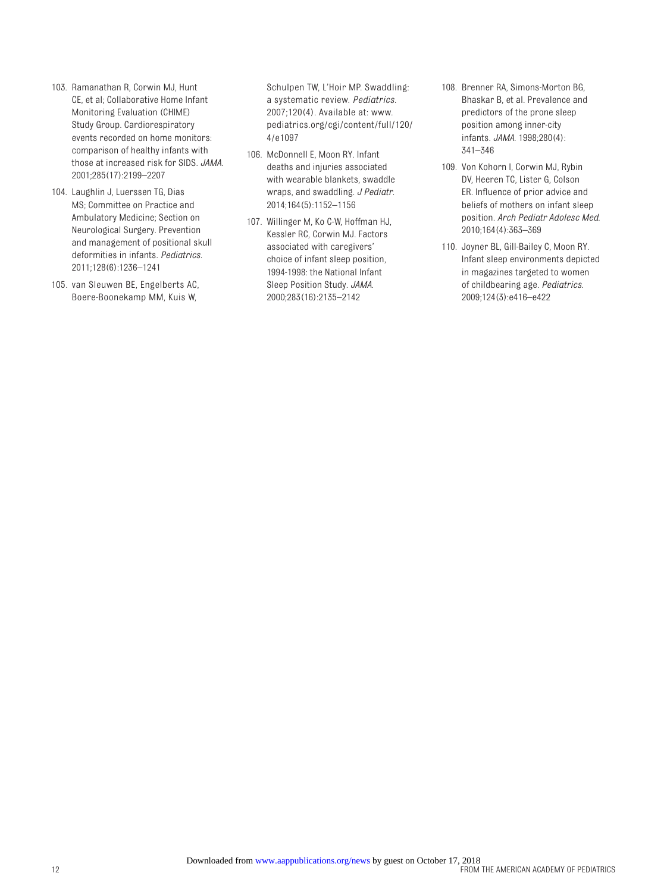103. Ramanathan R, Corwin MJ, Hunt CE, et al; Collaborative Home Infant Monitoring Evaluation (CHIME) Study Group. Cardiorespiratory events recorded on home monitors: comparison of healthy infants with those at increased risk for SIDS. *JAMA*. 2001;285(17):2199–2207

104. Laughlin J, Luerssen TG, Dias MS; Committee on Practice and Ambulatory Medicine; Section on Neurological Surgery. Prevention and management of positional skull deformities in infants. *Pediatrics*. 2011;128(6):1236–1241

105. van Sleuwen BE, Engelberts AC, Boere-Boonekamp MM, Kuis W, Schulpen TW, L'Hoir MP. Swaddling: a systematic review. *Pediatrics*. 2007;120(4). Available at: www.pediatrics.org/cgi/content/full/120/4/e1097

106. McDonnell E, Moon RY. Infant deaths and injuries associated with wearable blankets, swaddle wraps, and swaddling. *J Pediatr*. 2014;164(5):1152–1156

107. Willinger M, Ko C-W, Hoffman HJ, Kessler RC, Corwin MJ. Factors associated with caregivers' choice of infant sleep position, 1994-1998: the National Infant Sleep Position Study. *JAMA*. 2000;283(16):2135–2142

108. Brenner RA, Simons-Morton BG, Bhaskar B, et al. Prevalence and predictors of the prone sleep position among inner-city infants. *JAMA*. 1998;280(4):341–346

109. Von Kohorn I, Corwin MJ, Rybin DV, Heeren TC, Lister G, Colson ER. Influence of prior advice and beliefs of mothers on infant sleep position. *Arch Pediatr Adolesc Med*. 2010;164(4):363–369

110. Joyner BL, Gill-Bailey C, Moon RY. Infant sleep environments depicted in magazines targeted to women of childbearing age. *Pediatrics*. 2009;124(3):e416–e422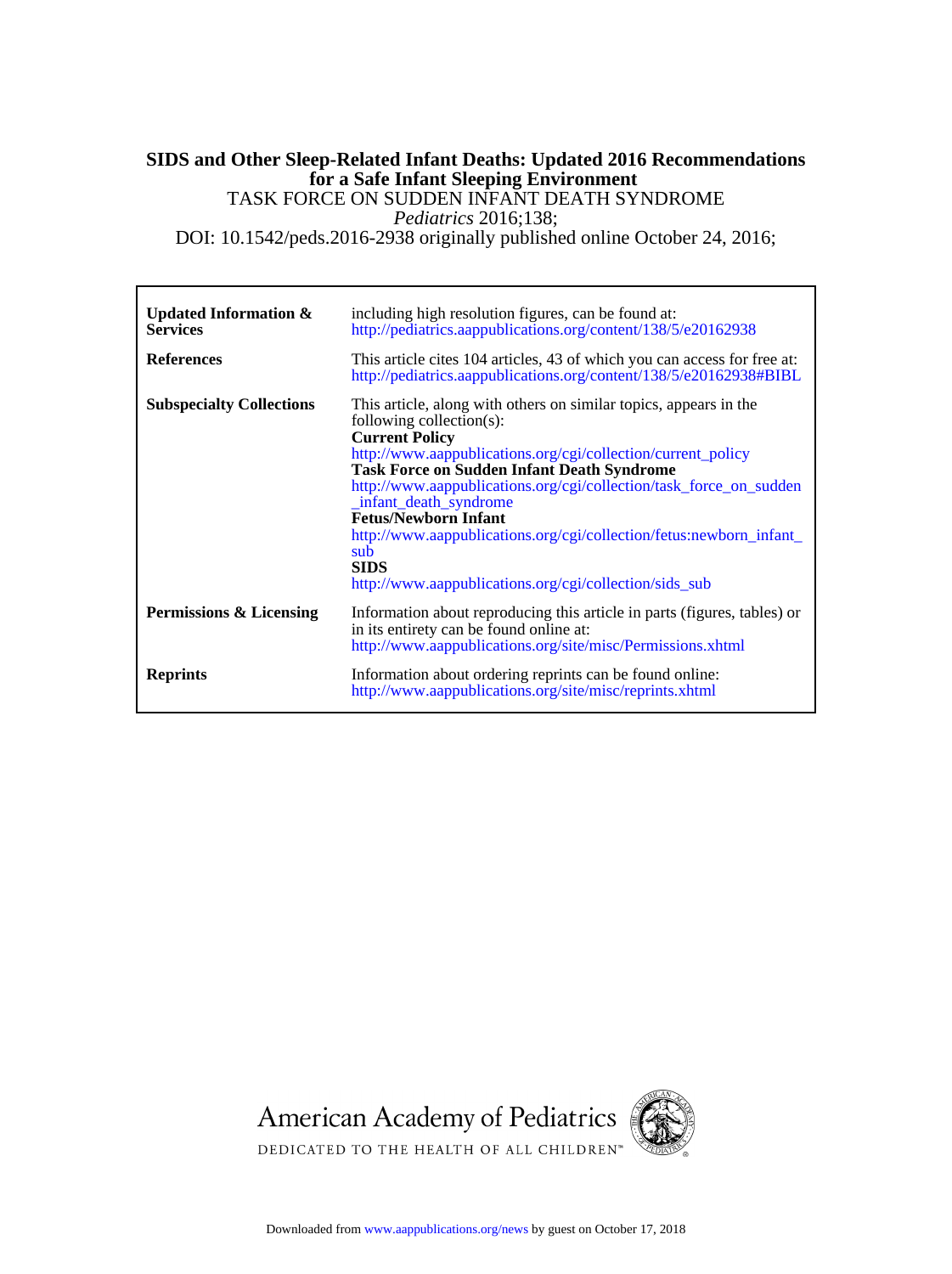**SIDS and Other Sleep-Related Infant Deaths: Updated 2016 Recommendations for a Safe Infant Sleeping Environment**

TASK FORCE ON SUDDEN INFANT DEATH SYNDROME

*Pediatrics* 2016;138;

DOI: 10.1542/peds.2016-2938 originally published online October 24, 2016;

| | |
|---|---|
| **Updated Information & Services** | including high resolution figures, can be found at: http://pediatrics.aappublications.org/content/138/5/e20162938 |
| **References** | This article cites 104 articles, 43 of which you can access for free at: http://pediatrics.aappublications.org/content/138/5/e20162938#BIBL |
| **Subspecialty Collections** | This article, along with others on similar topics, appears in the following collection(s): **Current Policy** http://www.aappublications.org/cgi/collection/current_policy **Task Force on Sudden Infant Death Syndrome** http://www.aappublications.org/cgi/collection/task_force_on_sudden_infant_death_syndrome **Fetus/Newborn Infant** http://www.aappublications.org/cgi/collection/fetus:newborn_infant_sub **SIDS** http://www.aappublications.org/cgi/collection/sids_sub |
| **Permissions & Licensing** | Information about reproducing this article in parts (figures, tables) or in its entirety can be found online at: http://www.aappublications.org/site/misc/Permissions.xhtml |
| **Reprints** | Information about ordering reprints can be found online: http://www.aappublications.org/site/misc/reprints.xhtml |

American Academy of Pediatrics

DEDICATED TO THE HEALTH OF ALL CHILDREN™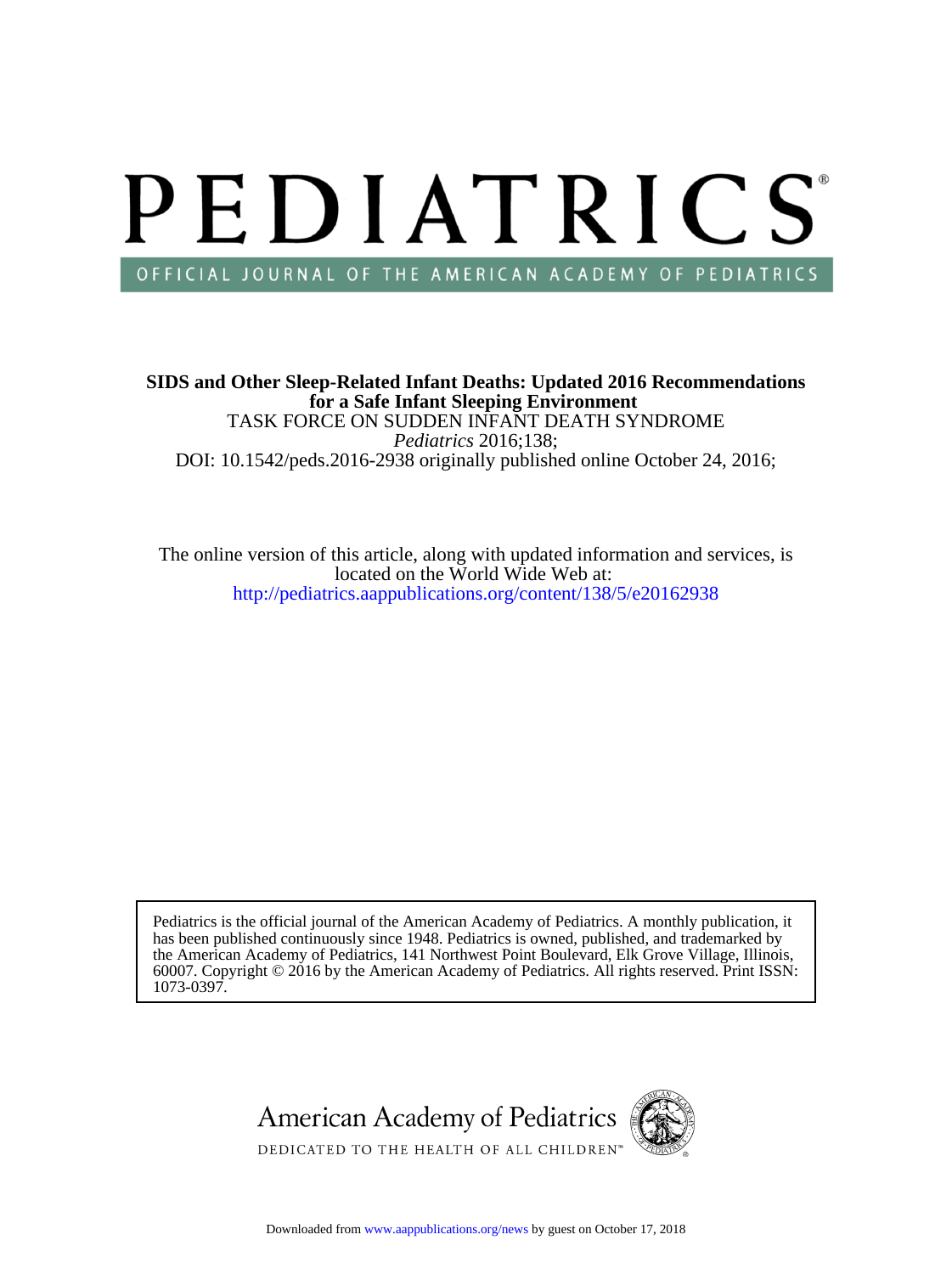# PEDIATRICS

OFFICIAL JOURNAL OF THE AMERICAN ACADEMY OF PEDIATRICS

**SIDS and Other Sleep-Related Infant Deaths: Updated 2016 Recommendations for a Safe Infant Sleeping Environment**

TASK FORCE ON SUDDEN INFANT DEATH SYNDROME

*Pediatrics* 2016;138;

DOI: 10.1542/peds.2016-2938 originally published online October 24, 2016;

The online version of this article, along with updated information and services, is located on the World Wide Web at:

http://pediatrics.aappublications.org/content/138/5/e20162938

Pediatrics is the official journal of the American Academy of Pediatrics. A monthly publication, it has been published continuously since 1948. Pediatrics is owned, published, and trademarked by the American Academy of Pediatrics, 141 Northwest Point Boulevard, Elk Grove Village, Illinois, 60007. Copyright © 2016 by the American Academy of Pediatrics. All rights reserved. Print ISSN: 1073-0397.

American Academy of Pediatrics

DEDICATED TO THE HEALTH OF ALL CHILDREN™

Downloaded from www.aappublications.org/news by guest on October 17, 2018